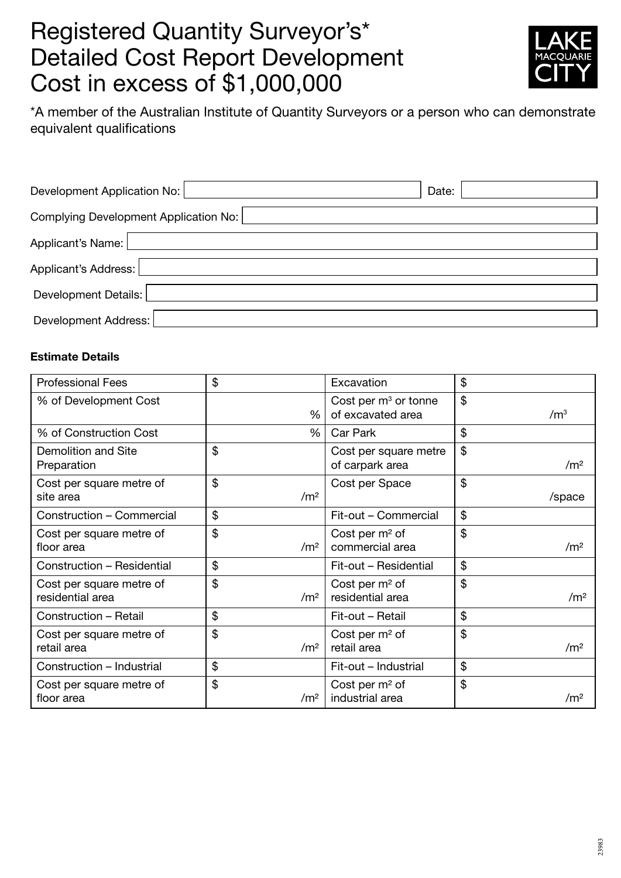# Registered Quantity Surveyor's* Detailed Cost Report Development Cost in excess of $1,000,000

LAKE MACQUARIE CITY

*A member of the Australian Institute of Quantity Surveyors or a person who can demonstrate equivalent qualifications

Development Application No: ______________________ Date: ______________

Complying Development Application No: ______________________

Applicant's Name: ______________________

Applicant's Address: ______________________

Development Details: ______________________

Development Address: ______________________

**Estimate Details**

| | | | |
|---|---|---|---|
| Professional Fees | $ | Excavation | $ |
| % of Development Cost | % | Cost per $m^3$ or tonne of excavated area | $ /$m^3$ |
| % of Construction Cost | % | Car Park | $ |
| Demolition and Site Preparation | $ | Cost per square metre of carpark area | $ /$m^2$ |
| Cost per square metre of site area | $ /$m^2$ | Cost per Space | $ /space |
| Construction – Commercial | $ | Fit-out – Commercial | $ |
| Cost per square metre of floor area | $ /$m^2$ | Cost per $m^2$ of commercial area | $ /$m^2$ |
| Construction – Residential | $ | Fit-out – Residential | $ |
| Cost per square metre of residential area | $ /$m^2$ | Cost per $m^2$ of residential area | $ /$m^2$ |
| Construction – Retail | $ | Fit-out – Retail | $ |
| Cost per square metre of retail area | $ /$m^2$ | Cost per $m^2$ of retail area | $ /$m^2$ |
| Construction – Industrial | $ | Fit-out – Industrial | $ |
| Cost per square metre of floor area | $ /$m^2$ | Cost per $m^2$ of industrial area | $ /$m^2$ |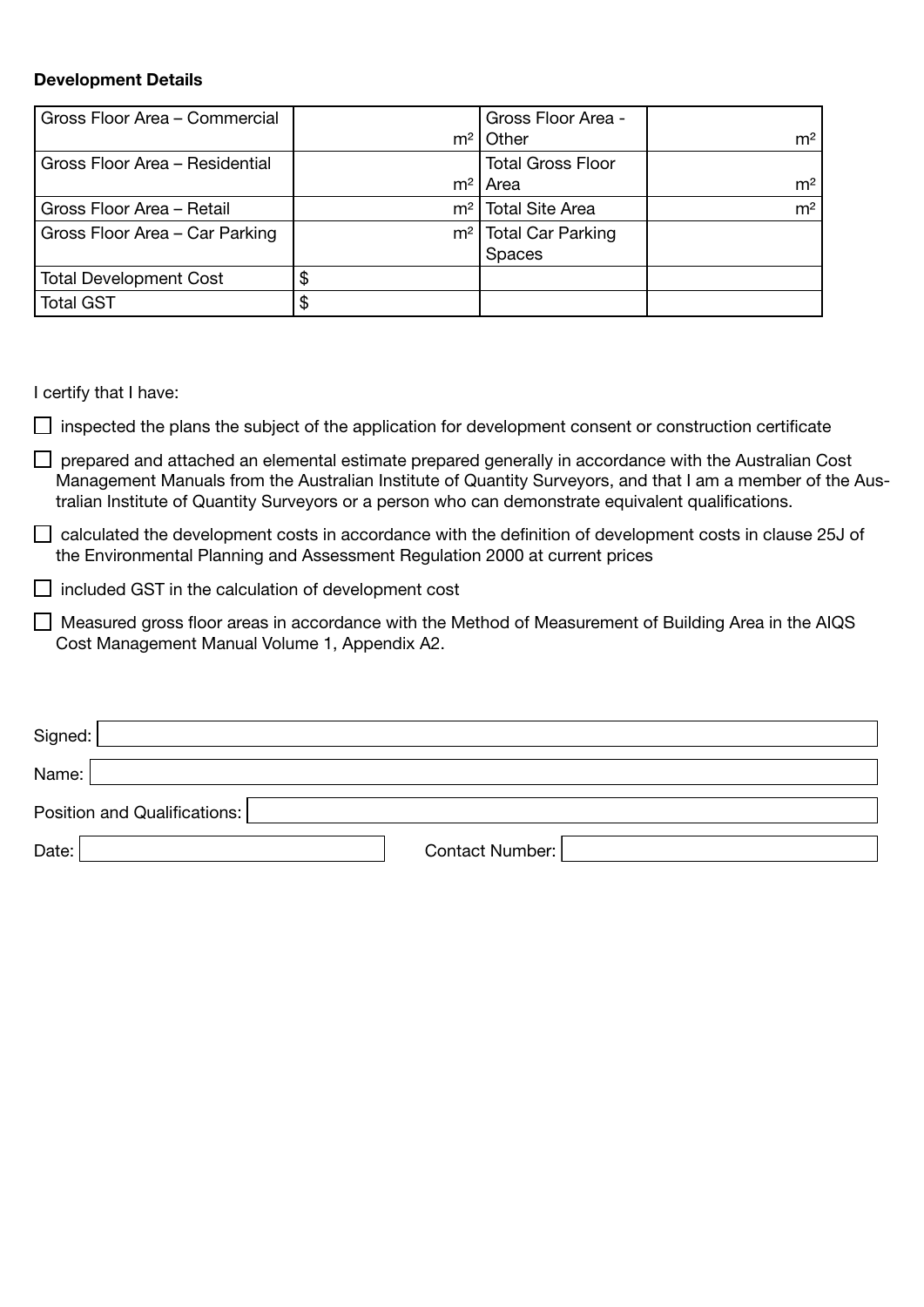**Development Details**

| | | | |
|---|---|---|---|
| Gross Floor Area – Commercial | m² | Gross Floor Area - Other | m² |
| Gross Floor Area – Residential | m² | Total Gross Floor Area | m² |
| Gross Floor Area – Retail | m² | Total Site Area | m² |
| Gross Floor Area – Car Parking | m² | Total Car Parking Spaces | |
| Total Development Cost | $ | | |
| Total GST | $ | | |

I certify that I have:

☐ inspected the plans the subject of the application for development consent or construction certificate

☐ prepared and attached an elemental estimate prepared generally in accordance with the Australian Cost Management Manuals from the Australian Institute of Quantity Surveyors, and that I am a member of the Australian Institute of Quantity Surveyors or a person who can demonstrate equivalent qualifications.

☐ calculated the development costs in accordance with the definition of development costs in clause 25J of the Environmental Planning and Assessment Regulation 2000 at current prices

☐ included GST in the calculation of development cost

☐ Measured gross floor areas in accordance with the Method of Measurement of Building Area in the AIQS Cost Management Manual Volume 1, Appendix A2.

Signed:

Name:

Position and Qualifications:

Date: Contact Number: